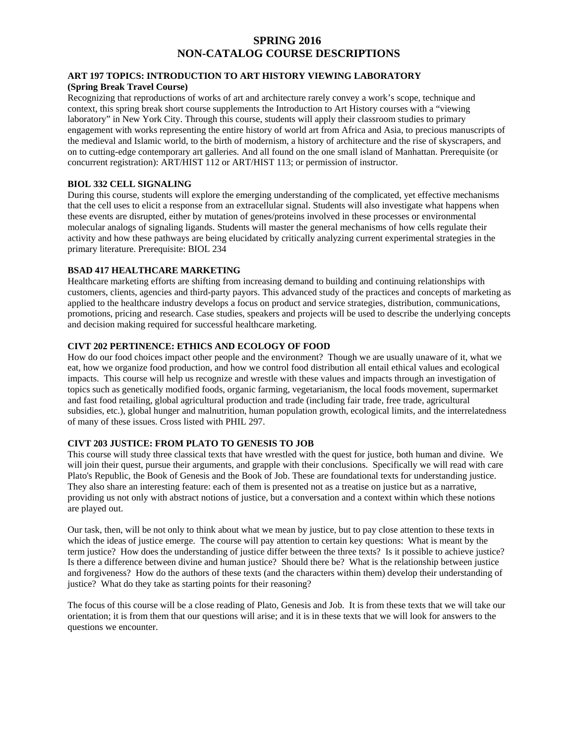# SPRING 2016
# NON-CATALOG COURSE DESCRIPTIONS

### ART 197 TOPICS: INTRODUCTION TO ART HISTORY VIEWING LABORATORY
**(Spring Break Travel Course)**

Recognizing that reproductions of works of art and architecture rarely convey a work's scope, technique and context, this spring break short course supplements the Introduction to Art History courses with a "viewing laboratory" in New York City. Through this course, students will apply their classroom studies to primary engagement with works representing the entire history of world art from Africa and Asia, to precious manuscripts of the medieval and Islamic world, to the birth of modernism, a history of architecture and the rise of skyscrapers, and on to cutting-edge contemporary art galleries. And all found on the one small island of Manhattan. Prerequisite (or concurrent registration): ART/HIST 112 or ART/HIST 113; or permission of instructor.

### BIOL 332 CELL SIGNALING

During this course, students will explore the emerging understanding of the complicated, yet effective mechanisms that the cell uses to elicit a response from an extracellular signal. Students will also investigate what happens when these events are disrupted, either by mutation of genes/proteins involved in these processes or environmental molecular analogs of signaling ligands. Students will master the general mechanisms of how cells regulate their activity and how these pathways are being elucidated by critically analyzing current experimental strategies in the primary literature. Prerequisite: BIOL 234

### BSAD 417 HEALTHCARE MARKETING

Healthcare marketing efforts are shifting from increasing demand to building and continuing relationships with customers, clients, agencies and third-party payors. This advanced study of the practices and concepts of marketing as applied to the healthcare industry develops a focus on product and service strategies, distribution, communications, promotions, pricing and research. Case studies, speakers and projects will be used to describe the underlying concepts and decision making required for successful healthcare marketing.

### CIVT 202 PERTINENCE: ETHICS AND ECOLOGY OF FOOD

How do our food choices impact other people and the environment? Though we are usually unaware of it, what we eat, how we organize food production, and how we control food distribution all entail ethical values and ecological impacts. This course will help us recognize and wrestle with these values and impacts through an investigation of topics such as genetically modified foods, organic farming, vegetarianism, the local foods movement, supermarket and fast food retailing, global agricultural production and trade (including fair trade, free trade, agricultural subsidies, etc.), global hunger and malnutrition, human population growth, ecological limits, and the interrelatedness of many of these issues. Cross listed with PHIL 297.

### CIVT 203 JUSTICE: FROM PLATO TO GENESIS TO JOB

This course will study three classical texts that have wrestled with the quest for justice, both human and divine. We will join their quest, pursue their arguments, and grapple with their conclusions. Specifically we will read with care Plato's Republic, the Book of Genesis and the Book of Job. These are foundational texts for understanding justice. They also share an interesting feature: each of them is presented not as a treatise on justice but as a narrative, providing us not only with abstract notions of justice, but a conversation and a context within which these notions are played out.

Our task, then, will be not only to think about what we mean by justice, but to pay close attention to these texts in which the ideas of justice emerge. The course will pay attention to certain key questions: What is meant by the term justice? How does the understanding of justice differ between the three texts? Is it possible to achieve justice? Is there a difference between divine and human justice? Should there be? What is the relationship between justice and forgiveness? How do the authors of these texts (and the characters within them) develop their understanding of justice? What do they take as starting points for their reasoning?

The focus of this course will be a close reading of Plato, Genesis and Job. It is from these texts that we will take our orientation; it is from them that our questions will arise; and it is in these texts that we will look for answers to the questions we encounter.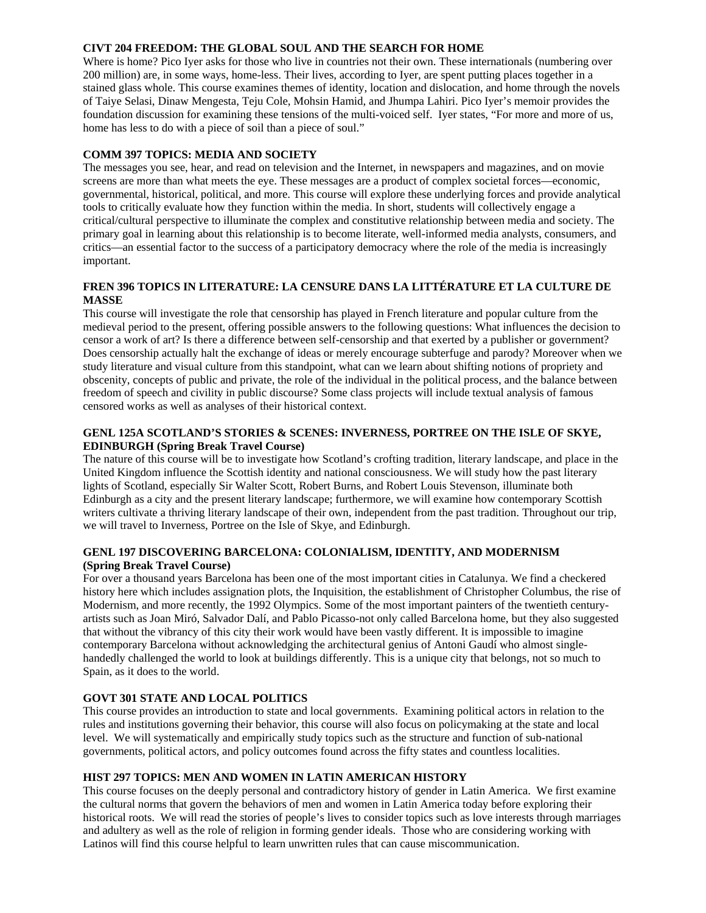**CIVT 204 FREEDOM: THE GLOBAL SOUL AND THE SEARCH FOR HOME**

Where is home? Pico Iyer asks for those who live in countries not their own. These internationals (numbering over 200 million) are, in some ways, home-less. Their lives, according to Iyer, are spent putting places together in a stained glass whole. This course examines themes of identity, location and dislocation, and home through the novels of Taiye Selasi, Dinaw Mengesta, Teju Cole, Mohsin Hamid, and Jhumpa Lahiri. Pico Iyer's memoir provides the foundation discussion for examining these tensions of the multi-voiced self. Iyer states, "For more and more of us, home has less to do with a piece of soil than a piece of soul."

**COMM 397 TOPICS: MEDIA AND SOCIETY**

The messages you see, hear, and read on television and the Internet, in newspapers and magazines, and on movie screens are more than what meets the eye. These messages are a product of complex societal forces—economic, governmental, historical, political, and more. This course will explore these underlying forces and provide analytical tools to critically evaluate how they function within the media. In short, students will collectively engage a critical/cultural perspective to illuminate the complex and constitutive relationship between media and society. The primary goal in learning about this relationship is to become literate, well-informed media analysts, consumers, and critics—an essential factor to the success of a participatory democracy where the role of the media is increasingly important.

**FREN 396 TOPICS IN LITERATURE: LA CENSURE DANS LA LITTÉRATURE ET LA CULTURE DE MASSE**

This course will investigate the role that censorship has played in French literature and popular culture from the medieval period to the present, offering possible answers to the following questions: What influences the decision to censor a work of art? Is there a difference between self-censorship and that exerted by a publisher or government? Does censorship actually halt the exchange of ideas or merely encourage subterfuge and parody? Moreover when we study literature and visual culture from this standpoint, what can we learn about shifting notions of propriety and obscenity, concepts of public and private, the role of the individual in the political process, and the balance between freedom of speech and civility in public discourse? Some class projects will include textual analysis of famous censored works as well as analyses of their historical context.

**GENL 125A SCOTLAND'S STORIES & SCENES: INVERNESS, PORTREE ON THE ISLE OF SKYE, EDINBURGH (Spring Break Travel Course)**

The nature of this course will be to investigate how Scotland's crofting tradition, literary landscape, and place in the United Kingdom influence the Scottish identity and national consciousness. We will study how the past literary lights of Scotland, especially Sir Walter Scott, Robert Burns, and Robert Louis Stevenson, illuminate both Edinburgh as a city and the present literary landscape; furthermore, we will examine how contemporary Scottish writers cultivate a thriving literary landscape of their own, independent from the past tradition. Throughout our trip, we will travel to Inverness, Portree on the Isle of Skye, and Edinburgh.

**GENL 197 DISCOVERING BARCELONA: COLONIALISM, IDENTITY, AND MODERNISM (Spring Break Travel Course)**

For over a thousand years Barcelona has been one of the most important cities in Catalunya. We find a checkered history here which includes assignation plots, the Inquisition, the establishment of Christopher Columbus, the rise of Modernism, and more recently, the 1992 Olympics. Some of the most important painters of the twentieth century-artists such as Joan Miró, Salvador Dalí, and Pablo Picasso-not only called Barcelona home, but they also suggested that without the vibrancy of this city their work would have been vastly different. It is impossible to imagine contemporary Barcelona without acknowledging the architectural genius of Antoni Gaudí who almost single-handedly challenged the world to look at buildings differently. This is a unique city that belongs, not so much to Spain, as it does to the world.

**GOVT 301 STATE AND LOCAL POLITICS**

This course provides an introduction to state and local governments. Examining political actors in relation to the rules and institutions governing their behavior, this course will also focus on policymaking at the state and local level. We will systematically and empirically study topics such as the structure and function of sub-national governments, political actors, and policy outcomes found across the fifty states and countless localities.

**HIST 297 TOPICS: MEN AND WOMEN IN LATIN AMERICAN HISTORY**

This course focuses on the deeply personal and contradictory history of gender in Latin America. We first examine the cultural norms that govern the behaviors of men and women in Latin America today before exploring their historical roots. We will read the stories of people's lives to consider topics such as love interests through marriages and adultery as well as the role of religion in forming gender ideals. Those who are considering working with Latinos will find this course helpful to learn unwritten rules that can cause miscommunication.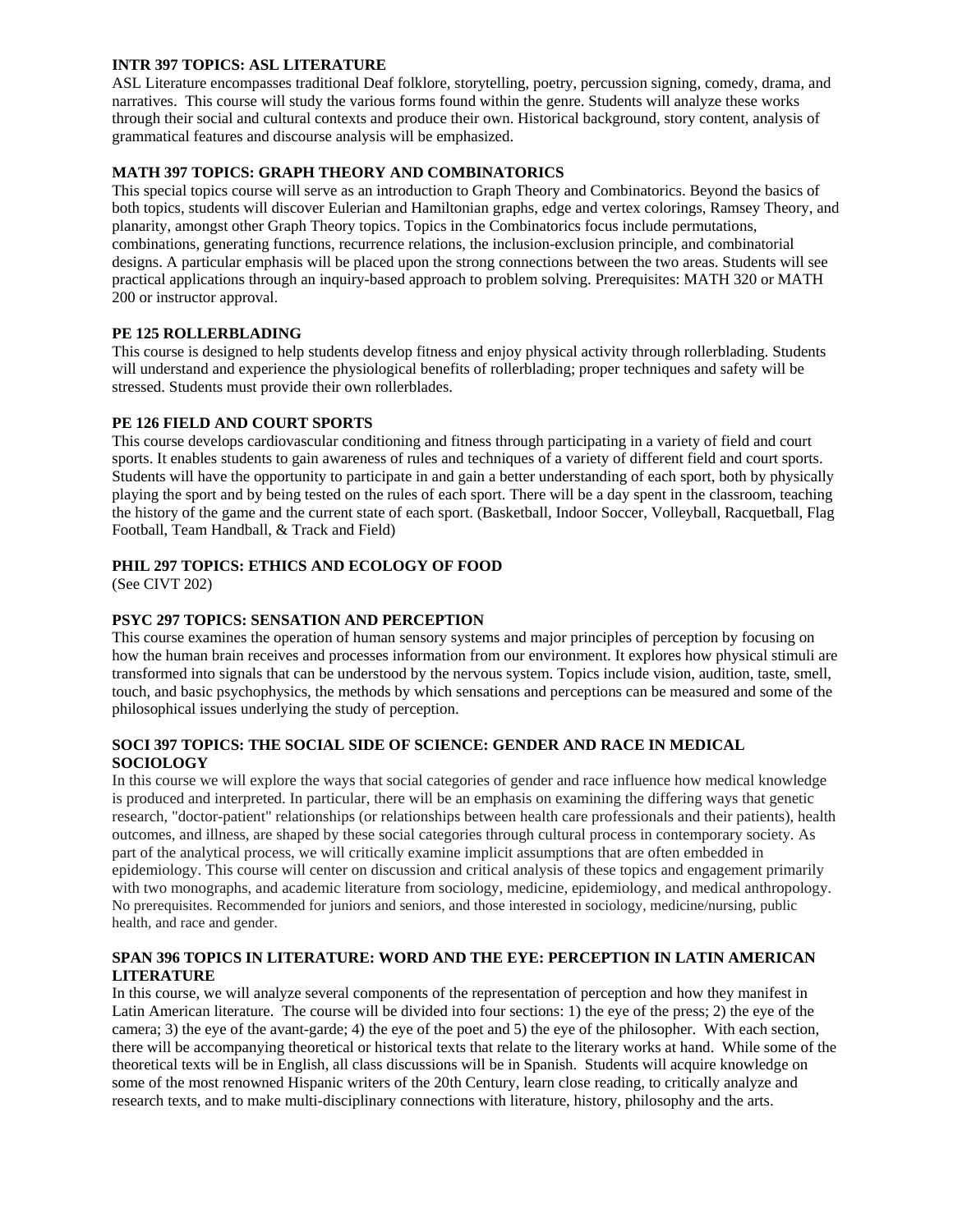**INTR 397 TOPICS: ASL LITERATURE**

ASL Literature encompasses traditional Deaf folklore, storytelling, poetry, percussion signing, comedy, drama, and narratives. This course will study the various forms found within the genre. Students will analyze these works through their social and cultural contexts and produce their own. Historical background, story content, analysis of grammatical features and discourse analysis will be emphasized.

**MATH 397 TOPICS: GRAPH THEORY AND COMBINATORICS**

This special topics course will serve as an introduction to Graph Theory and Combinatorics. Beyond the basics of both topics, students will discover Eulerian and Hamiltonian graphs, edge and vertex colorings, Ramsey Theory, and planarity, amongst other Graph Theory topics. Topics in the Combinatorics focus include permutations, combinations, generating functions, recurrence relations, the inclusion-exclusion principle, and combinatorial designs. A particular emphasis will be placed upon the strong connections between the two areas. Students will see practical applications through an inquiry-based approach to problem solving. Prerequisites: MATH 320 or MATH 200 or instructor approval.

**PE 125 ROLLERBLADING**

This course is designed to help students develop fitness and enjoy physical activity through rollerblading. Students will understand and experience the physiological benefits of rollerblading; proper techniques and safety will be stressed. Students must provide their own rollerblades.

**PE 126 FIELD AND COURT SPORTS**

This course develops cardiovascular conditioning and fitness through participating in a variety of field and court sports. It enables students to gain awareness of rules and techniques of a variety of different field and court sports. Students will have the opportunity to participate in and gain a better understanding of each sport, both by physically playing the sport and by being tested on the rules of each sport. There will be a day spent in the classroom, teaching the history of the game and the current state of each sport. (Basketball, Indoor Soccer, Volleyball, Racquetball, Flag Football, Team Handball, & Track and Field)

**PHIL 297 TOPICS: ETHICS AND ECOLOGY OF FOOD**

(See CIVT 202)

**PSYC 297 TOPICS: SENSATION AND PERCEPTION**

This course examines the operation of human sensory systems and major principles of perception by focusing on how the human brain receives and processes information from our environment. It explores how physical stimuli are transformed into signals that can be understood by the nervous system. Topics include vision, audition, taste, smell, touch, and basic psychophysics, the methods by which sensations and perceptions can be measured and some of the philosophical issues underlying the study of perception.

**SOCI 397 TOPICS: THE SOCIAL SIDE OF SCIENCE: GENDER AND RACE IN MEDICAL SOCIOLOGY**

In this course we will explore the ways that social categories of gender and race influence how medical knowledge is produced and interpreted. In particular, there will be an emphasis on examining the differing ways that genetic research, "doctor-patient" relationships (or relationships between health care professionals and their patients), health outcomes, and illness, are shaped by these social categories through cultural process in contemporary society. As part of the analytical process, we will critically examine implicit assumptions that are often embedded in epidemiology. This course will center on discussion and critical analysis of these topics and engagement primarily with two monographs, and academic literature from sociology, medicine, epidemiology, and medical anthropology. No prerequisites. Recommended for juniors and seniors, and those interested in sociology, medicine/nursing, public health, and race and gender.

**SPAN 396 TOPICS IN LITERATURE: WORD AND THE EYE: PERCEPTION IN LATIN AMERICAN LITERATURE**

In this course, we will analyze several components of the representation of perception and how they manifest in Latin American literature. The course will be divided into four sections: 1) the eye of the press; 2) the eye of the camera; 3) the eye of the avant-garde; 4) the eye of the poet and 5) the eye of the philosopher. With each section, there will be accompanying theoretical or historical texts that relate to the literary works at hand. While some of the theoretical texts will be in English, all class discussions will be in Spanish. Students will acquire knowledge on some of the most renowned Hispanic writers of the 20th Century, learn close reading, to critically analyze and research texts, and to make multi-disciplinary connections with literature, history, philosophy and the arts.